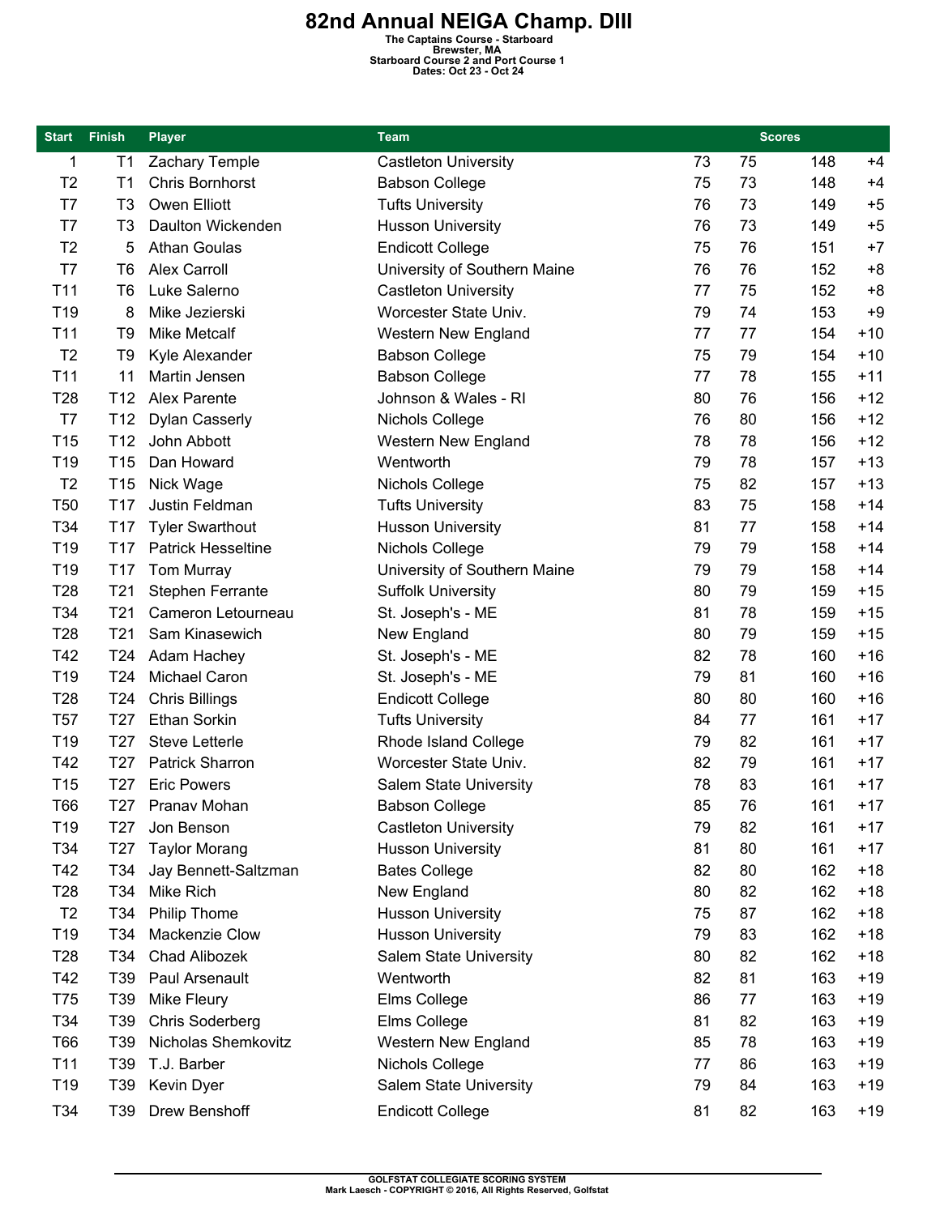# 82nd Annual NEIGA Champ. DIII

**The Captains Course - Starboard**
**Brewster, MA**
**Starboard Course 2 and Port Course 1**
**Dates: Oct 23 - Oct 24**

| Start | Finish | Player | Team | Scores | | | |
|---|---|---|---|---|---|---|---|
| 1 | T1 | Zachary Temple | Castleton University | 73 | 75 | 148 | +4 |
| T2 | T1 | Chris Bornhorst | Babson College | 75 | 73 | 148 | +4 |
| T7 | T3 | Owen Elliott | Tufts University | 76 | 73 | 149 | +5 |
| T7 | T3 | Daulton Wickenden | Husson University | 76 | 73 | 149 | +5 |
| T2 | 5 | Athan Goulas | Endicott College | 75 | 76 | 151 | +7 |
| T7 | T6 | Alex Carroll | University of Southern Maine | 76 | 76 | 152 | +8 |
| T11 | T6 | Luke Salerno | Castleton University | 77 | 75 | 152 | +8 |
| T19 | 8 | Mike Jezierski | Worcester State Univ. | 79 | 74 | 153 | +9 |
| T11 | T9 | Mike Metcalf | Western New England | 77 | 77 | 154 | +10 |
| T2 | T9 | Kyle Alexander | Babson College | 75 | 79 | 154 | +10 |
| T11 | 11 | Martin Jensen | Babson College | 77 | 78 | 155 | +11 |
| T28 | T12 | Alex Parente | Johnson & Wales - RI | 80 | 76 | 156 | +12 |
| T7 | T12 | Dylan Casserly | Nichols College | 76 | 80 | 156 | +12 |
| T15 | T12 | John Abbott | Western New England | 78 | 78 | 156 | +12 |
| T19 | T15 | Dan Howard | Wentworth | 79 | 78 | 157 | +13 |
| T2 | T15 | Nick Wage | Nichols College | 75 | 82 | 157 | +13 |
| T50 | T17 | Justin Feldman | Tufts University | 83 | 75 | 158 | +14 |
| T34 | T17 | Tyler Swarthout | Husson University | 81 | 77 | 158 | +14 |
| T19 | T17 | Patrick Hesseltine | Nichols College | 79 | 79 | 158 | +14 |
| T19 | T17 | Tom Murray | University of Southern Maine | 79 | 79 | 158 | +14 |
| T28 | T21 | Stephen Ferrante | Suffolk University | 80 | 79 | 159 | +15 |
| T34 | T21 | Cameron Letourneau | St. Joseph's - ME | 81 | 78 | 159 | +15 |
| T28 | T21 | Sam Kinasewich | New England | 80 | 79 | 159 | +15 |
| T42 | T24 | Adam Hachey | St. Joseph's - ME | 82 | 78 | 160 | +16 |
| T19 | T24 | Michael Caron | St. Joseph's - ME | 79 | 81 | 160 | +16 |
| T28 | T24 | Chris Billings | Endicott College | 80 | 80 | 160 | +16 |
| T57 | T27 | Ethan Sorkin | Tufts University | 84 | 77 | 161 | +17 |
| T19 | T27 | Steve Letterle | Rhode Island College | 79 | 82 | 161 | +17 |
| T42 | T27 | Patrick Sharron | Worcester State Univ. | 82 | 79 | 161 | +17 |
| T15 | T27 | Eric Powers | Salem State University | 78 | 83 | 161 | +17 |
| T66 | T27 | Pranav Mohan | Babson College | 85 | 76 | 161 | +17 |
| T19 | T27 | Jon Benson | Castleton University | 79 | 82 | 161 | +17 |
| T34 | T27 | Taylor Morang | Husson University | 81 | 80 | 161 | +17 |
| T42 | T34 | Jay Bennett-Saltzman | Bates College | 82 | 80 | 162 | +18 |
| T28 | T34 | Mike Rich | New England | 80 | 82 | 162 | +18 |
| T2 | T34 | Philip Thome | Husson University | 75 | 87 | 162 | +18 |
| T19 | T34 | Mackenzie Clow | Husson University | 79 | 83 | 162 | +18 |
| T28 | T34 | Chad Alibozek | Salem State University | 80 | 82 | 162 | +18 |
| T42 | T39 | Paul Arsenault | Wentworth | 82 | 81 | 163 | +19 |
| T75 | T39 | Mike Fleury | Elms College | 86 | 77 | 163 | +19 |
| T34 | T39 | Chris Soderberg | Elms College | 81 | 82 | 163 | +19 |
| T66 | T39 | Nicholas Shemkovitz | Western New England | 85 | 78 | 163 | +19 |
| T11 | T39 | T.J. Barber | Nichols College | 77 | 86 | 163 | +19 |
| T19 | T39 | Kevin Dyer | Salem State University | 79 | 84 | 163 | +19 |
| T34 | T39 | Drew Benshoff | Endicott College | 81 | 82 | 163 | +19 |

GOLFSTAT COLLEGIATE SCORING SYSTEM
Mark Laesch - COPYRIGHT © 2016, All Rights Reserved, Golfstat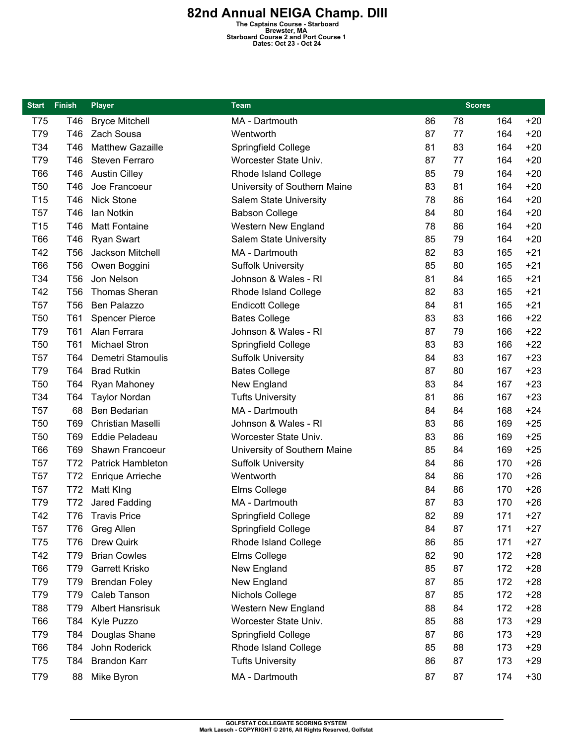# 82nd Annual NEIGA Champ. DIII

**The Captains Course - Starboard**
**Brewster, MA**
**Starboard Course 2 and Port Course 1**
**Dates: Oct 23 - Oct 24**

| Start | Finish | Player | Team | Scores | | | |
|---|---|---|---|---|---|---|---|
| T75 | T46 | Bryce Mitchell | MA - Dartmouth | 86 | 78 | 164 | +20 |
| T79 | T46 | Zach Sousa | Wentworth | 87 | 77 | 164 | +20 |
| T34 | T46 | Matthew Gazaille | Springfield College | 81 | 83 | 164 | +20 |
| T79 | T46 | Steven Ferraro | Worcester State Univ. | 87 | 77 | 164 | +20 |
| T66 | T46 | Austin Cilley | Rhode Island College | 85 | 79 | 164 | +20 |
| T50 | T46 | Joe Francoeur | University of Southern Maine | 83 | 81 | 164 | +20 |
| T15 | T46 | Nick Stone | Salem State University | 78 | 86 | 164 | +20 |
| T57 | T46 | Ian Notkin | Babson College | 84 | 80 | 164 | +20 |
| T15 | T46 | Matt Fontaine | Western New England | 78 | 86 | 164 | +20 |
| T66 | T46 | Ryan Swart | Salem State University | 85 | 79 | 164 | +20 |
| T42 | T56 | Jackson Mitchell | MA - Dartmouth | 82 | 83 | 165 | +21 |
| T66 | T56 | Owen Boggini | Suffolk University | 85 | 80 | 165 | +21 |
| T34 | T56 | Jon Nelson | Johnson & Wales - RI | 81 | 84 | 165 | +21 |
| T42 | T56 | Thomas Sheran | Rhode Island College | 82 | 83 | 165 | +21 |
| T57 | T56 | Ben Palazzo | Endicott College | 84 | 81 | 165 | +21 |
| T50 | T61 | Spencer Pierce | Bates College | 83 | 83 | 166 | +22 |
| T79 | T61 | Alan Ferrara | Johnson & Wales - RI | 87 | 79 | 166 | +22 |
| T50 | T61 | Michael Stron | Springfield College | 83 | 83 | 166 | +22 |
| T57 | T64 | Demetri Stamoulis | Suffolk University | 84 | 83 | 167 | +23 |
| T79 | T64 | Brad Rutkin | Bates College | 87 | 80 | 167 | +23 |
| T50 | T64 | Ryan Mahoney | New England | 83 | 84 | 167 | +23 |
| T34 | T64 | Taylor Nordan | Tufts University | 81 | 86 | 167 | +23 |
| T57 | 68 | Ben Bedarian | MA - Dartmouth | 84 | 84 | 168 | +24 |
| T50 | T69 | Christian Maselli | Johnson & Wales - RI | 83 | 86 | 169 | +25 |
| T50 | T69 | Eddie Peladeau | Worcester State Univ. | 83 | 86 | 169 | +25 |
| T66 | T69 | Shawn Francoeur | University of Southern Maine | 85 | 84 | 169 | +25 |
| T57 | T72 | Patrick Hambleton | Suffolk University | 84 | 86 | 170 | +26 |
| T57 | T72 | Enrique Arrieche | Wentworth | 84 | 86 | 170 | +26 |
| T57 | T72 | Matt KIng | Elms College | 84 | 86 | 170 | +26 |
| T79 | T72 | Jared Fadding | MA - Dartmouth | 87 | 83 | 170 | +26 |
| T42 | T76 | Travis Price | Springfield College | 82 | 89 | 171 | +27 |
| T57 | T76 | Greg Allen | Springfield College | 84 | 87 | 171 | +27 |
| T75 | T76 | Drew Quirk | Rhode Island College | 86 | 85 | 171 | +27 |
| T42 | T79 | Brian Cowles | Elms College | 82 | 90 | 172 | +28 |
| T66 | T79 | Garrett Krisko | New England | 85 | 87 | 172 | +28 |
| T79 | T79 | Brendan Foley | New England | 87 | 85 | 172 | +28 |
| T79 | T79 | Caleb Tanson | Nichols College | 87 | 85 | 172 | +28 |
| T88 | T79 | Albert Hansrisuk | Western New England | 88 | 84 | 172 | +28 |
| T66 | T84 | Kyle Puzzo | Worcester State Univ. | 85 | 88 | 173 | +29 |
| T79 | T84 | Douglas Shane | Springfield College | 87 | 86 | 173 | +29 |
| T66 | T84 | John Roderick | Rhode Island College | 85 | 88 | 173 | +29 |
| T75 | T84 | Brandon Karr | Tufts University | 86 | 87 | 173 | +29 |
| T79 | 88 | Mike Byron | MA - Dartmouth | 87 | 87 | 174 | +30 |

GOLFSTAT COLLEGIATE SCORING SYSTEM
Mark Laesch - COPYRIGHT © 2016, All Rights Reserved, Golfstat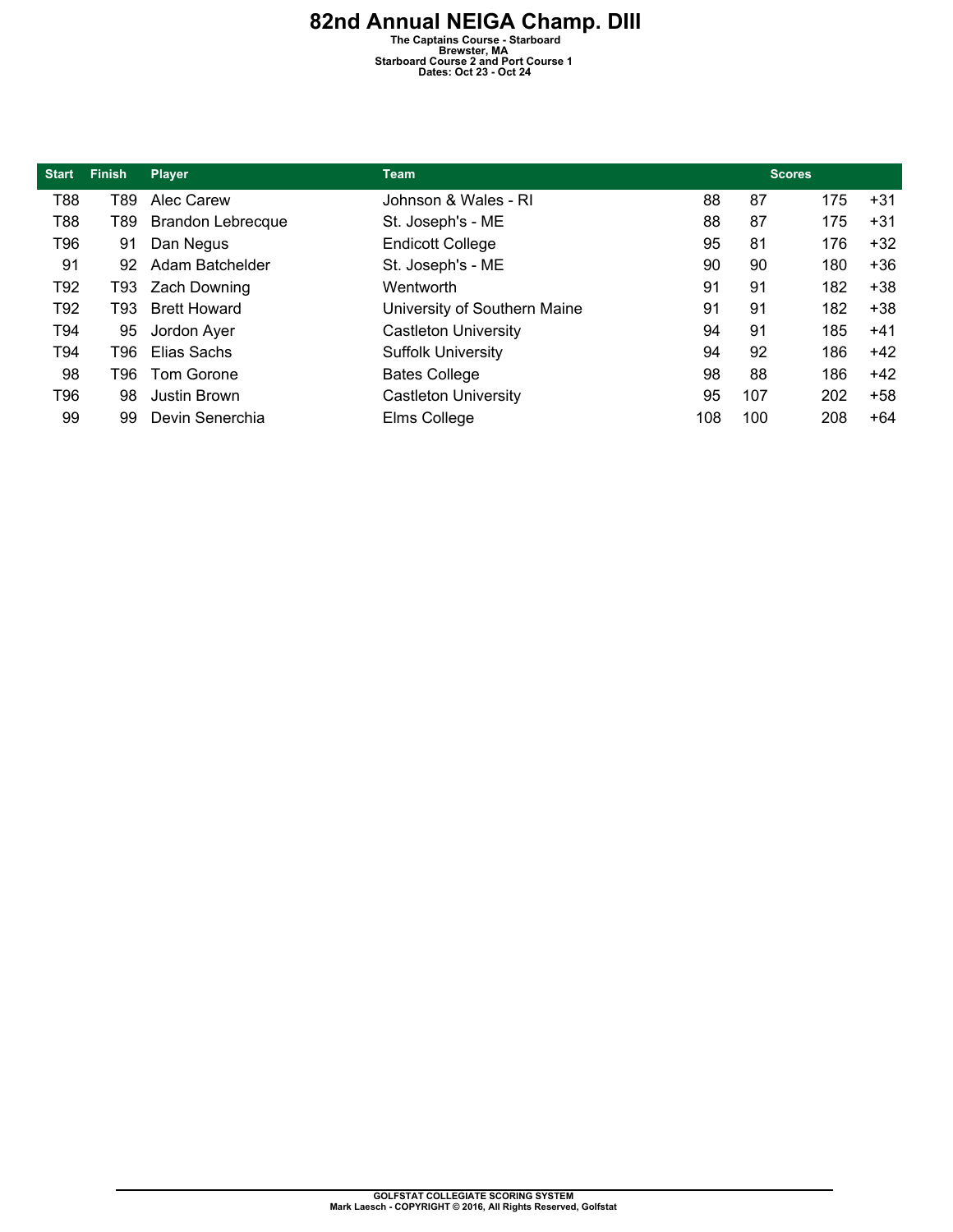# 82nd Annual NEIGA Champ. DIII

**The Captains Course - Starboard**
**Brewster, MA**
**Starboard Course 2 and Port Course 1**
**Dates: Oct 23 - Oct 24**

| Start | Finish | Player | Team | Scores | | | |
|---|---|---|---|---|---|---|---|
| T88 | T89 | Alec Carew | Johnson & Wales - RI | 88 | 87 | 175 | +31 |
| T88 | T89 | Brandon Lebrecque | St. Joseph's - ME | 88 | 87 | 175 | +31 |
| T96 | 91 | Dan Negus | Endicott College | 95 | 81 | 176 | +32 |
| 91 | 92 | Adam Batchelder | St. Joseph's - ME | 90 | 90 | 180 | +36 |
| T92 | T93 | Zach Downing | Wentworth | 91 | 91 | 182 | +38 |
| T92 | T93 | Brett Howard | University of Southern Maine | 91 | 91 | 182 | +38 |
| T94 | 95 | Jordon Ayer | Castleton University | 94 | 91 | 185 | +41 |
| T94 | T96 | Elias Sachs | Suffolk University | 94 | 92 | 186 | +42 |
| 98 | T96 | Tom Gorone | Bates College | 98 | 88 | 186 | +42 |
| T96 | 98 | Justin Brown | Castleton University | 95 | 107 | 202 | +58 |
| 99 | 99 | Devin Senerchia | Elms College | 108 | 100 | 208 | +64 |

**GOLFSTAT COLLEGIATE SCORING SYSTEM**
**Mark Laesch - COPYRIGHT © 2016, All Rights Reserved, Golfstat**